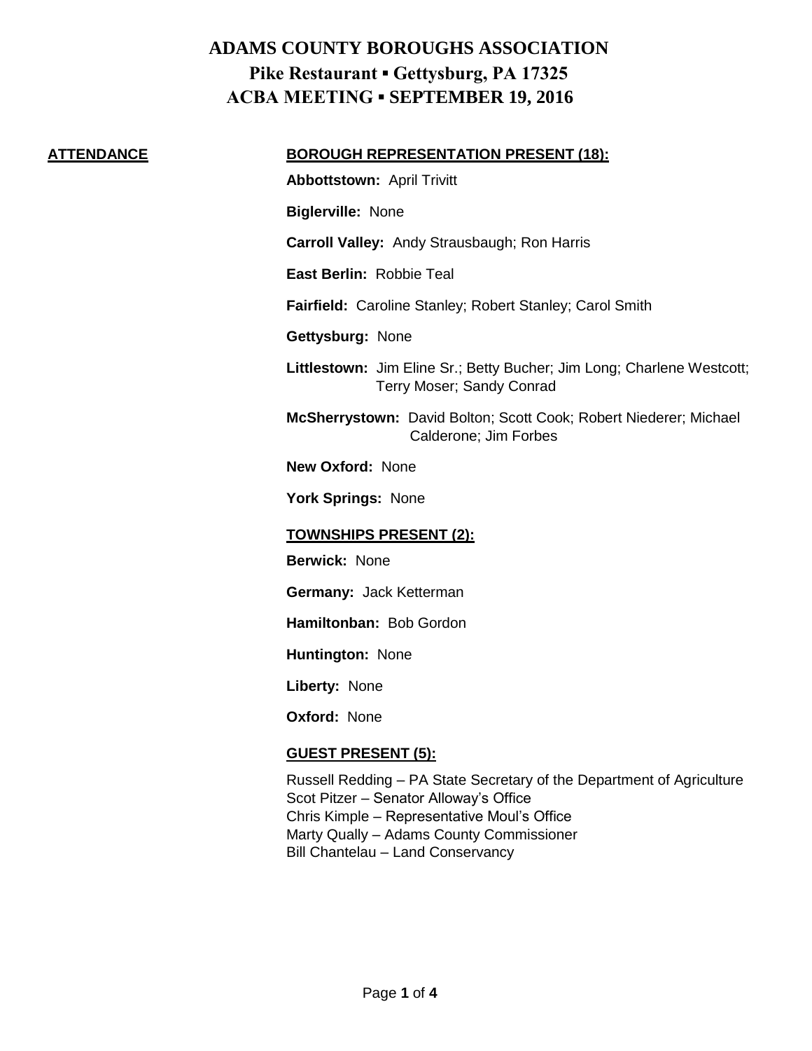# ADAMS COUNTY BOROUGHS ASSOCIATION
## Pike Restaurant ▪ Gettysburg, PA 17325
## ACBA MEETING ▪ SEPTEMBER 19, 2016

**ATTENDANCE**

**BOROUGH REPRESENTATION PRESENT (18):**

**Abbottstown:** April Trivitt

**Biglerville:** None

**Carroll Valley:** Andy Strausbaugh; Ron Harris

**East Berlin:** Robbie Teal

**Fairfield:** Caroline Stanley; Robert Stanley; Carol Smith

**Gettysburg:** None

**Littlestown:** Jim Eline Sr.; Betty Bucher; Jim Long; Charlene Westcott; Terry Moser; Sandy Conrad

**McSherrystown:** David Bolton; Scott Cook; Robert Niederer; Michael Calderone; Jim Forbes

**New Oxford:** None

**York Springs:** None

**TOWNSHIPS PRESENT (2):**

**Berwick:** None

**Germany:** Jack Ketterman

**Hamiltonban:** Bob Gordon

**Huntington:** None

**Liberty:** None

**Oxford:** None

**GUEST PRESENT (5):**

Russell Redding – PA State Secretary of the Department of Agriculture
Scot Pitzer – Senator Alloway's Office
Chris Kimple – Representative Moul's Office
Marty Qually – Adams County Commissioner
Bill Chantelau – Land Conservancy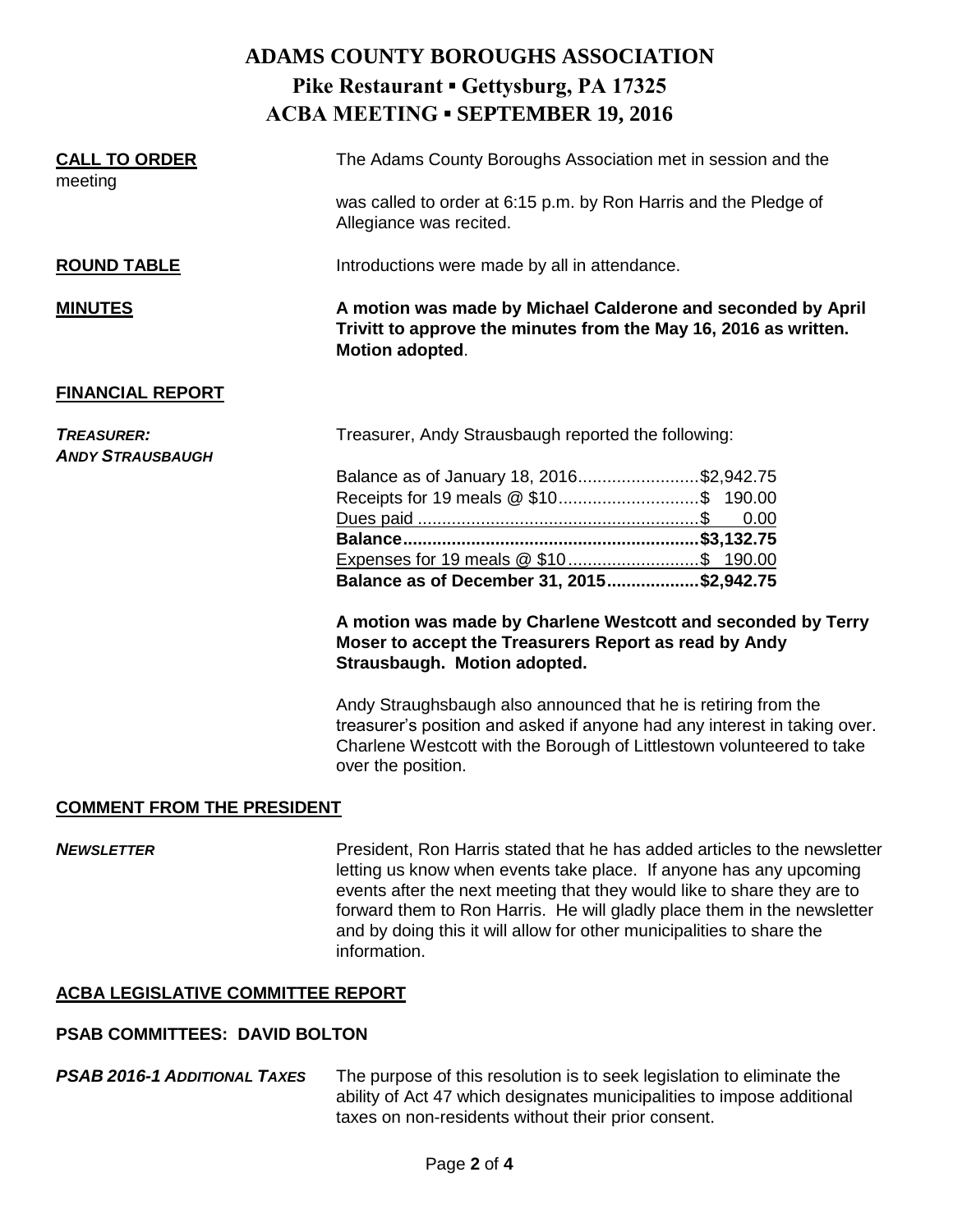# ADAMS COUNTY BOROUGHS ASSOCIATION

## Pike Restaurant ▪ Gettysburg, PA 17325

## ACBA MEETING ▪ SEPTEMBER 19, 2016

**CALL TO ORDER** meeting

The Adams County Boroughs Association met in session and the meeting was called to order at 6:15 p.m. by Ron Harris and the Pledge of Allegiance was recited.

**ROUND TABLE**

Introductions were made by all in attendance.

**MINUTES**

**A motion was made by Michael Calderone and seconded by April Trivitt to approve the minutes from the May 16, 2016 as written. Motion adopted**.

**FINANCIAL REPORT**

***TREASURER: ANDY STRAUSBAUGH***

Treasurer, Andy Strausbaugh reported the following:

| | |
|---|---|
| Balance as of January 18, 2016 | $2,942.75 |
| Receipts for 19 meals @ $10 | $ 190.00 |
| Dues paid | $ 0.00 |
| **Balance** | **$3,132.75** |
| Expenses for 19 meals @ $10 | $ 190.00 |
| **Balance as of December 31, 2015** | **$2,942.75** |

**A motion was made by Charlene Westcott and seconded by Terry Moser to accept the Treasurers Report as read by Andy Strausbaugh. Motion adopted.**

Andy Straughsbaugh also announced that he is retiring from the treasurer's position and asked if anyone had any interest in taking over. Charlene Westcott with the Borough of Littlestown volunteered to take over the position.

**COMMENT FROM THE PRESIDENT**

***NEWSLETTER***

President, Ron Harris stated that he has added articles to the newsletter letting us know when events take place. If anyone has any upcoming events after the next meeting that they would like to share they are to forward them to Ron Harris. He will gladly place them in the newsletter and by doing this it will allow for other municipalities to share the information.

**ACBA LEGISLATIVE COMMITTEE REPORT**

**PSAB COMMITTEES: DAVID BOLTON**

***PSAB 2016-1 ADDITIONAL TAXES***

The purpose of this resolution is to seek legislation to eliminate the ability of Act 47 which designates municipalities to impose additional taxes on non-residents without their prior consent.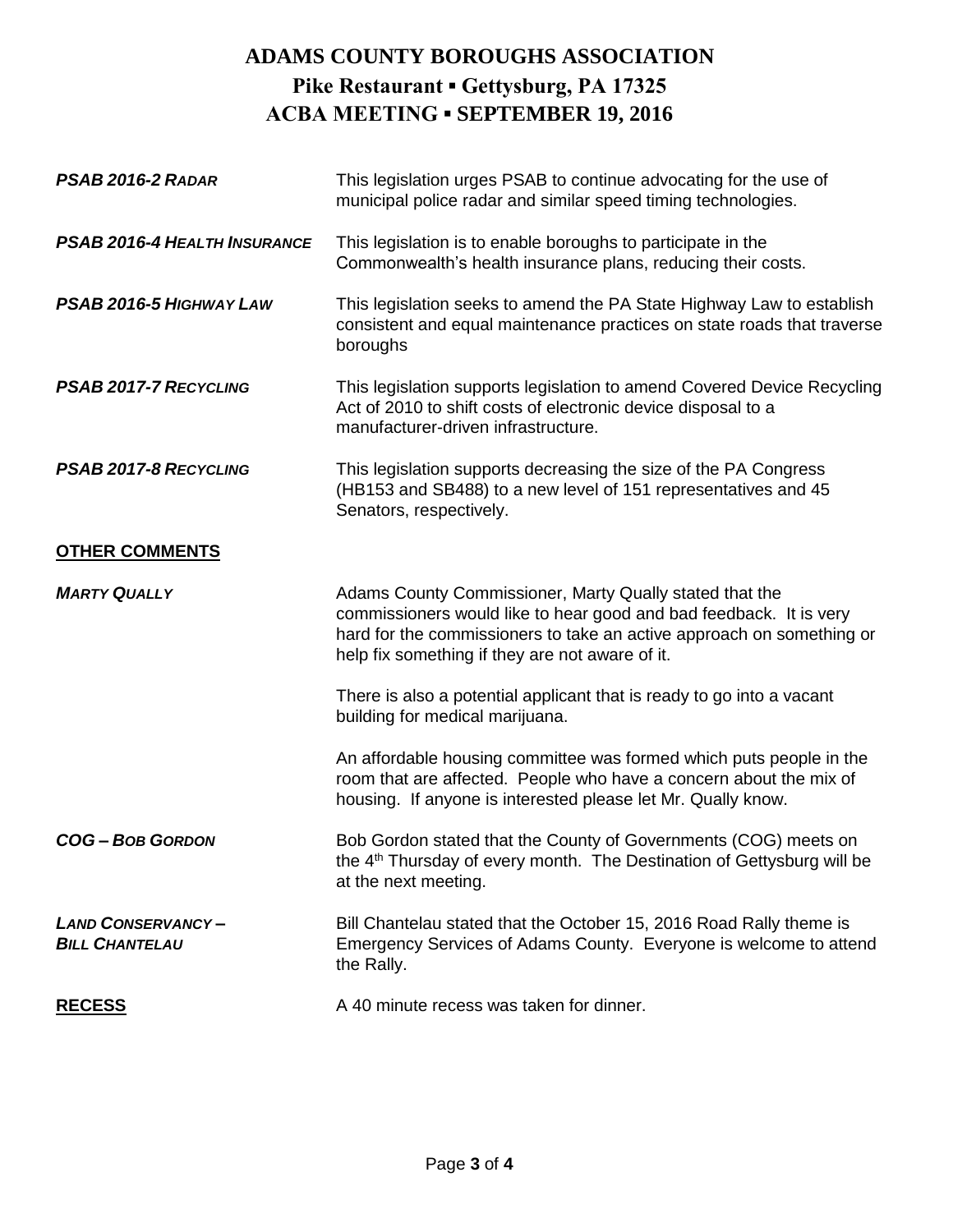# ADAMS COUNTY BOROUGHS ASSOCIATION

## Pike Restaurant ▪ Gettysburg, PA 17325

## ACBA MEETING ▪ SEPTEMBER 19, 2016

***PSAB 2016-2 RADAR*** This legislation urges PSAB to continue advocating for the use of municipal police radar and similar speed timing technologies.

***PSAB 2016-4 HEALTH INSURANCE*** This legislation is to enable boroughs to participate in the Commonwealth's health insurance plans, reducing their costs.

***PSAB 2016-5 HIGHWAY LAW*** This legislation seeks to amend the PA State Highway Law to establish consistent and equal maintenance practices on state roads that traverse boroughs

***PSAB 2017-7 RECYCLING*** This legislation supports legislation to amend Covered Device Recycling Act of 2010 to shift costs of electronic device disposal to a manufacturer-driven infrastructure.

***PSAB 2017-8 RECYCLING*** This legislation supports decreasing the size of the PA Congress (HB153 and SB488) to a new level of 151 representatives and 45 Senators, respectively.

**OTHER COMMENTS**

***MARTY QUALLY*** Adams County Commissioner, Marty Qually stated that the commissioners would like to hear good and bad feedback. It is very hard for the commissioners to take an active approach on something or help fix something if they are not aware of it.

There is also a potential applicant that is ready to go into a vacant building for medical marijuana.

An affordable housing committee was formed which puts people in the room that are affected. People who have a concern about the mix of housing. If anyone is interested please let Mr. Qually know.

***COG – BOB GORDON*** Bob Gordon stated that the County of Governments (COG) meets on the 4th Thursday of every month. The Destination of Gettysburg will be at the next meeting.

***LAND CONSERVANCY – BILL CHANTELAU*** Bill Chantelau stated that the October 15, 2016 Road Rally theme is Emergency Services of Adams County. Everyone is welcome to attend the Rally.

**RECESS** A 40 minute recess was taken for dinner.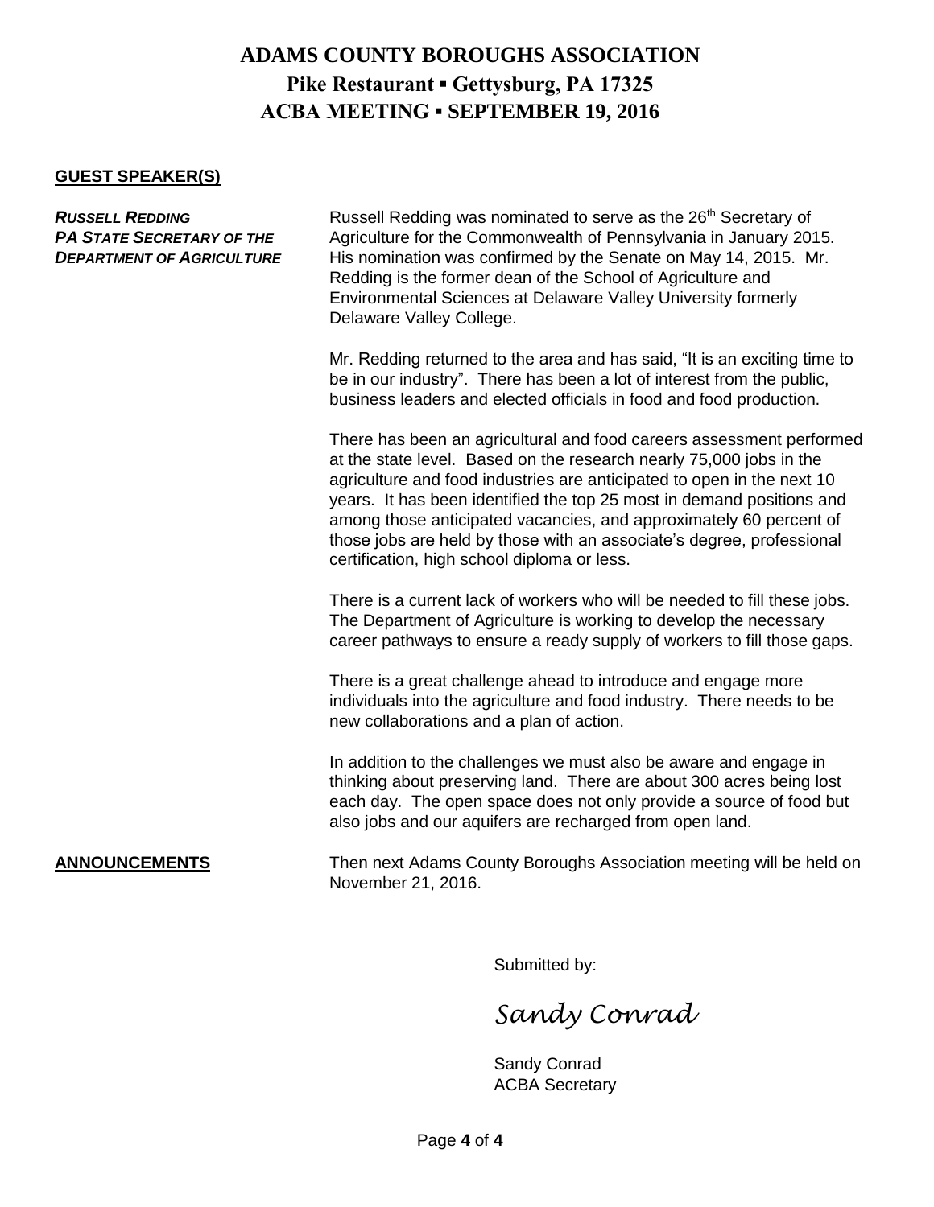# ADAMS COUNTY BOROUGHS ASSOCIATION

## Pike Restaurant ▪ Gettysburg, PA 17325

## ACBA MEETING ▪ SEPTEMBER 19, 2016

**GUEST SPEAKER(S)**

***RUSSELL REDDING***
***PA STATE SECRETARY OF THE DEPARTMENT OF AGRICULTURE***

Russell Redding was nominated to serve as the 26th Secretary of Agriculture for the Commonwealth of Pennsylvania in January 2015. His nomination was confirmed by the Senate on May 14, 2015. Mr. Redding is the former dean of the School of Agriculture and Environmental Sciences at Delaware Valley University formerly Delaware Valley College.

Mr. Redding returned to the area and has said, "It is an exciting time to be in our industry". There has been a lot of interest from the public, business leaders and elected officials in food and food production.

There has been an agricultural and food careers assessment performed at the state level. Based on the research nearly 75,000 jobs in the agriculture and food industries are anticipated to open in the next 10 years. It has been identified the top 25 most in demand positions and among those anticipated vacancies, and approximately 60 percent of those jobs are held by those with an associate's degree, professional certification, high school diploma or less.

There is a current lack of workers who will be needed to fill these jobs. The Department of Agriculture is working to develop the necessary career pathways to ensure a ready supply of workers to fill those gaps.

There is a great challenge ahead to introduce and engage more individuals into the agriculture and food industry. There needs to be new collaborations and a plan of action.

In addition to the challenges we must also be aware and engage in thinking about preserving land. There are about 300 acres being lost each day. The open space does not only provide a source of food but also jobs and our aquifers are recharged from open land.

**ANNOUNCEMENTS**

Then next Adams County Boroughs Association meeting will be held on November 21, 2016.

Submitted by:

*Sandy Conrad*

Sandy Conrad
ACBA Secretary